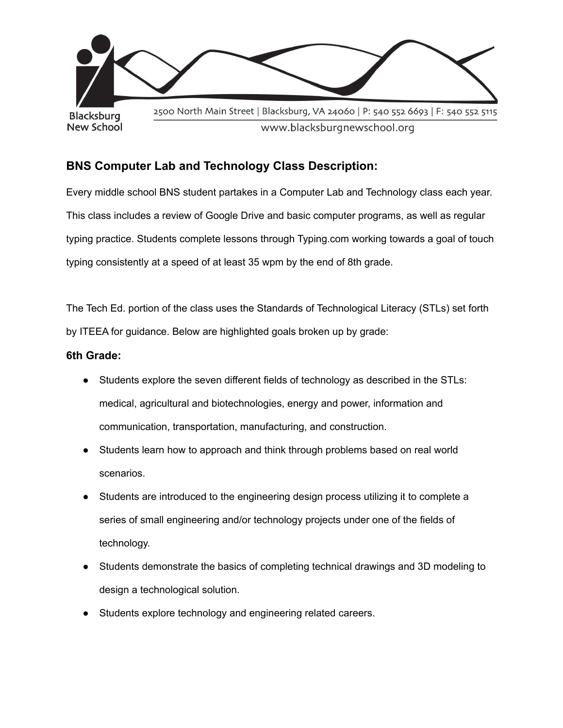Blacksburg New School

2500 North Main Street | Blacksburg, VA 24060 | P: 540 552 6693 | F: 540 552 5115

www.blacksburgnewschool.org

## BNS Computer Lab and Technology Class Description:

Every middle school BNS student partakes in a Computer Lab and Technology class each year. This class includes a review of Google Drive and basic computer programs, as well as regular typing practice. Students complete lessons through Typing.com working towards a goal of touch typing consistently at a speed of at least 35 wpm by the end of 8th grade.

The Tech Ed. portion of the class uses the Standards of Technological Literacy (STLs) set forth by ITEEA for guidance. Below are highlighted goals broken up by grade:

### 6th Grade:

- Students explore the seven different fields of technology as described in the STLs: medical, agricultural and biotechnologies, energy and power, information and communication, transportation, manufacturing, and construction.
- Students learn how to approach and think through problems based on real world scenarios.
- Students are introduced to the engineering design process utilizing it to complete a series of small engineering and/or technology projects under one of the fields of technology.
- Students demonstrate the basics of completing technical drawings and 3D modeling to design a technological solution.
- Students explore technology and engineering related careers.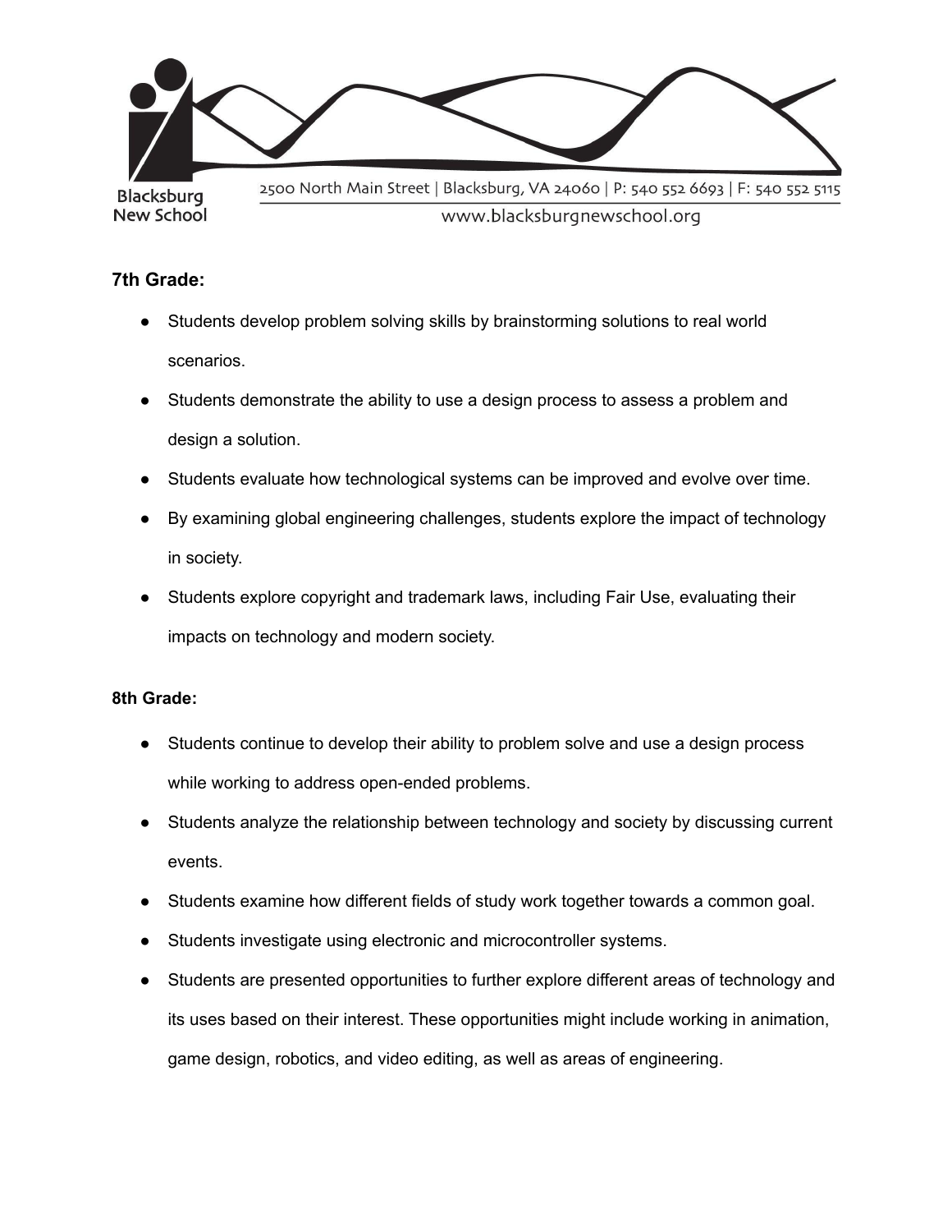### 7th Grade:

- Students develop problem solving skills by brainstorming solutions to real world scenarios.
- Students demonstrate the ability to use a design process to assess a problem and design a solution.
- Students evaluate how technological systems can be improved and evolve over time.
- By examining global engineering challenges, students explore the impact of technology in society.
- Students explore copyright and trademark laws, including Fair Use, evaluating their impacts on technology and modern society.

### 8th Grade:

- Students continue to develop their ability to problem solve and use a design process while working to address open-ended problems.
- Students analyze the relationship between technology and society by discussing current events.
- Students examine how different fields of study work together towards a common goal.
- Students investigate using electronic and microcontroller systems.
- Students are presented opportunities to further explore different areas of technology and its uses based on their interest. These opportunities might include working in animation, game design, robotics, and video editing, as well as areas of engineering.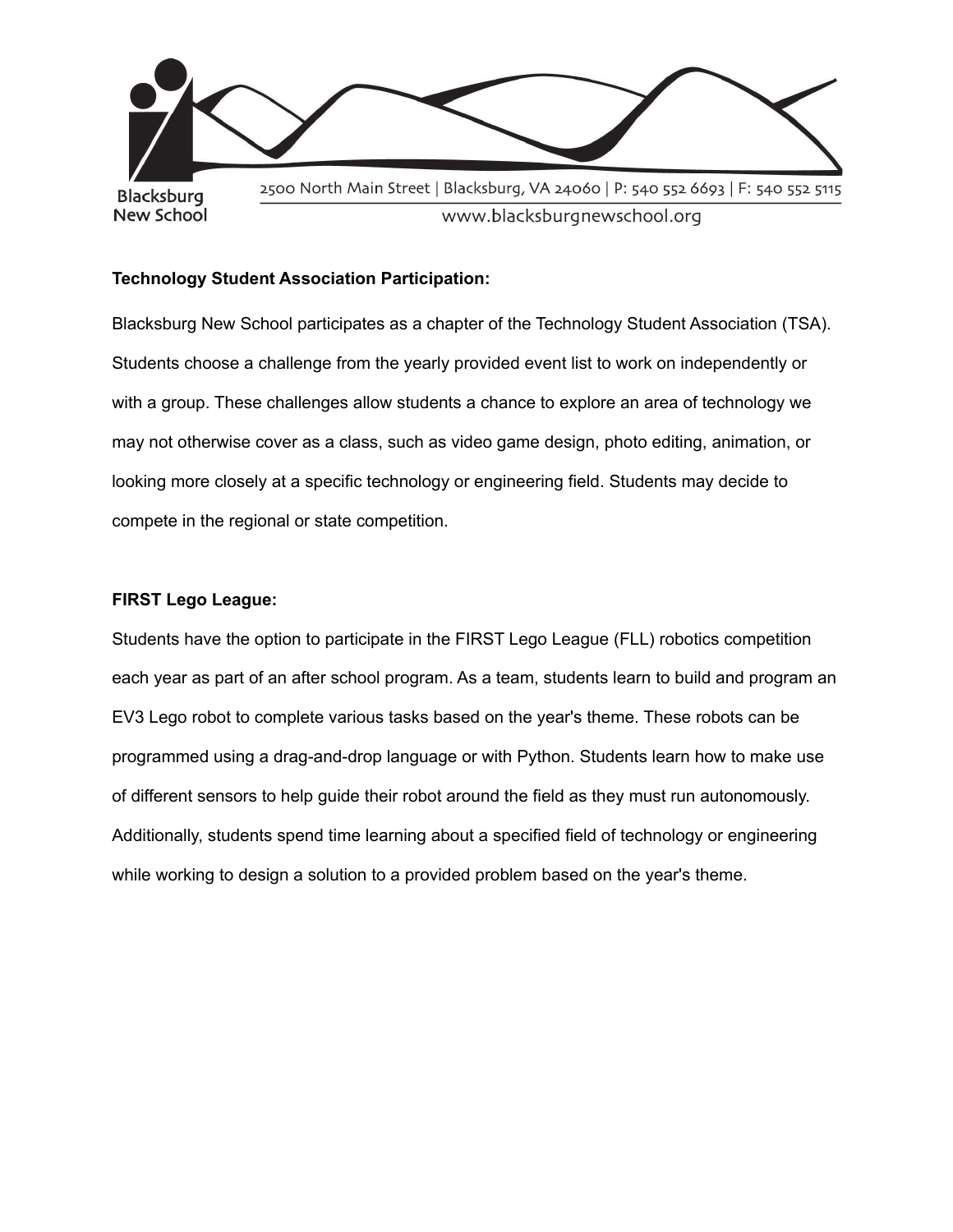**Technology Student Association Participation:**

Blacksburg New School participates as a chapter of the Technology Student Association (TSA). Students choose a challenge from the yearly provided event list to work on independently or with a group. These challenges allow students a chance to explore an area of technology we may not otherwise cover as a class, such as video game design, photo editing, animation, or looking more closely at a specific technology or engineering field. Students may decide to compete in the regional or state competition.

**FIRST Lego League:**

Students have the option to participate in the FIRST Lego League (FLL) robotics competition each year as part of an after school program. As a team, students learn to build and program an EV3 Lego robot to complete various tasks based on the year's theme. These robots can be programmed using a drag-and-drop language or with Python. Students learn how to make use of different sensors to help guide their robot around the field as they must run autonomously. Additionally, students spend time learning about a specified field of technology or engineering while working to design a solution to a provided problem based on the year's theme.